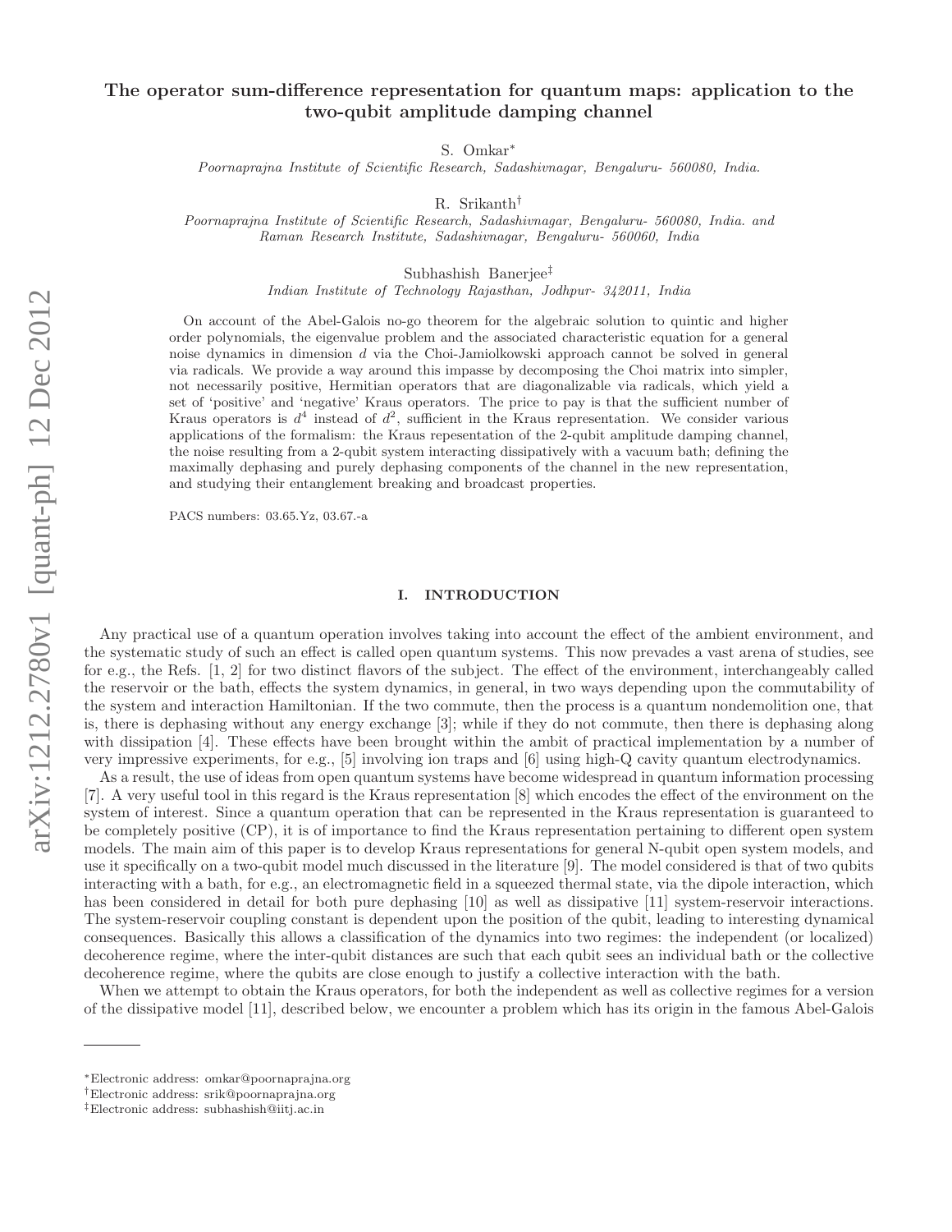# The operator sum-difference representation for quantum maps: application to the two-qubit amplitude damping channel

S. Omkar[*]

*Poornaprajna Institute of Scientific Research, Sadashivnagar, Bengaluru- 560080, India.*

R. Srikanth[†]

*Poornaprajna Institute of Scientific Research, Sadashivnagar, Bengaluru- 560080, India. and Raman Research Institute, Sadashivnagar, Bengaluru- 560060, India*

Subhashish Banerjee[‡]

*Indian Institute of Technology Rajasthan, Jodhpur- 342011, India*

On account of the Abel-Galois no-go theorem for the algebraic solution to quintic and higher order polynomials, the eigenvalue problem and the associated characteristic equation for a general noise dynamics in dimension $d$ via the Choi-Jamiolkowski approach cannot be solved in general via radicals. We provide a way around this impasse by decomposing the Choi matrix into simpler, not necessarily positive, Hermitian operators that are diagonalizable via radicals, which yield a set of 'positive' and 'negative' Kraus operators. The price to pay is that the sufficient number of Kraus operators is $d^4$ instead of $d^2$, sufficient in the Kraus representation. We consider various applications of the formalism: the Kraus repesentation of the 2-qubit amplitude damping channel, the noise resulting from a 2-qubit system interacting dissipatively with a vacuum bath; defining the maximally dephasing and purely dephasing components of the channel in the new representation, and studying their entanglement breaking and broadcast properties.

PACS numbers: 03.65.Yz, 03.67.-a

## I. INTRODUCTION

Any practical use of a quantum operation involves taking into account the effect of the ambient environment, and the systematic study of such an effect is called open quantum systems. This now prevades a vast arena of studies, see for e.g., the Refs. [1, 2] for two distinct flavors of the subject. The effect of the environment, interchangeably called the reservoir or the bath, effects the system dynamics, in general, in two ways depending upon the commutability of the system and interaction Hamiltonian. If the two commute, then the process is a quantum nondemolition one, that is, there is dephasing without any energy exchange [3]; while if they do not commute, then there is dephasing along with dissipation [4]. These effects have been brought within the ambit of practical implementation by a number of very impressive experiments, for e.g., [5] involving ion traps and [6] using high-Q cavity quantum electrodynamics.

As a result, the use of ideas from open quantum systems have become widespread in quantum information processing [7]. A very useful tool in this regard is the Kraus representation [8] which encodes the effect of the environment on the system of interest. Since a quantum operation that can be represented in the Kraus representation is guaranteed to be completely positive (CP), it is of importance to find the Kraus representation pertaining to different open system models. The main aim of this paper is to develop Kraus representations for general N-qubit open system models, and use it specifically on a two-qubit model much discussed in the literature [9]. The model considered is that of two qubits interacting with a bath, for e.g., an electromagnetic field in a squeezed thermal state, via the dipole interaction, which has been considered in detail for both pure dephasing [10] as well as dissipative [11] system-reservoir interactions. The system-reservoir coupling constant is dependent upon the position of the qubit, leading to interesting dynamical consequences. Basically this allows a classification of the dynamics into two regimes: the independent (or localized) decoherence regime, where the inter-qubit distances are such that each qubit sees an individual bath or the collective decoherence regime, where the qubits are close enough to justify a collective interaction with the bath.

When we attempt to obtain the Kraus operators, for both the independent as well as collective regimes for a version of the dissipative model [11], described below, we encounter a problem which has its origin in the famous Abel-Galois

---

[*]Electronic address: omkar@poornaprajna.org
[†]Electronic address: srik@poornaprajna.org
[‡]Electronic address: subhashish@iitj.ac.in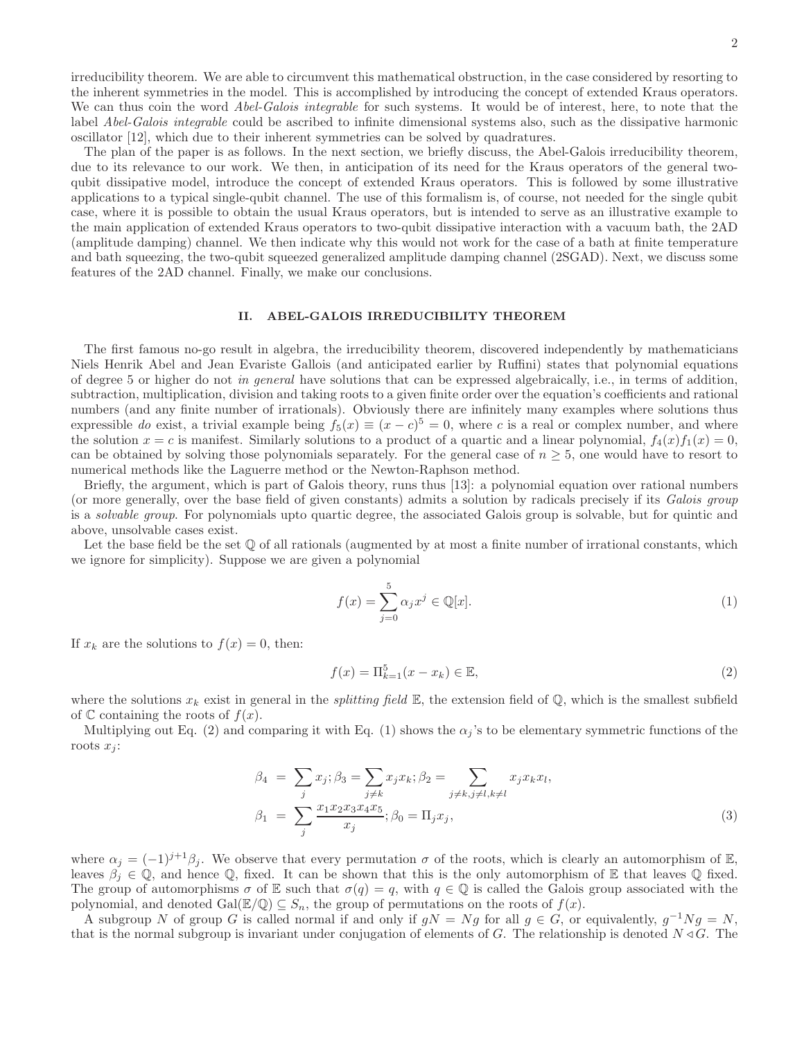irreducibility theorem. We are able to circumvent this mathematical obstruction, in the case considered by resorting to the inherent symmetries in the model. This is accomplished by introducing the concept of extended Kraus operators. We can thus coin the word *Abel-Galois integrable* for such systems. It would be of interest, here, to note that the label *Abel-Galois integrable* could be ascribed to infinite dimensional systems also, such as the dissipative harmonic oscillator [12], which due to their inherent symmetries can be solved by quadratures.

The plan of the paper is as follows. In the next section, we briefly discuss, the Abel-Galois irreducibility theorem, due to its relevance to our work. We then, in anticipation of its need for the Kraus operators of the general two-qubit dissipative model, introduce the concept of extended Kraus operators. This is followed by some illustrative applications to a typical single-qubit channel. The use of this formalism is, of course, not needed for the single qubit case, where it is possible to obtain the usual Kraus operators, but is intended to serve as an illustrative example to the main application of extended Kraus operators to two-qubit dissipative interaction with a vacuum bath, the 2AD (amplitude damping) channel. We then indicate why this would not work for the case of a bath at finite temperature and bath squeezing, the two-qubit squeezed generalized amplitude damping channel (2SGAD). Next, we discuss some features of the 2AD channel. Finally, we make our conclusions.

## II. ABEL-GALOIS IRREDUCIBILITY THEOREM

The first famous no-go result in algebra, the irreducibility theorem, discovered independently by mathematicians Niels Henrik Abel and Jean Evariste Gallois (and anticipated earlier by Ruffini) states that polynomial equations of degree 5 or higher do not *in general* have solutions that can be expressed algebraically, i.e., in terms of addition, subtraction, multiplication, division and taking roots to a given finite order over the equation's coefficients and rational numbers (and any finite number of irrationals). Obviously there are infinitely many examples where solutions thus expressible *do* exist, a trivial example being $f_5(x) \equiv (x-c)^5 = 0$, where $c$ is a real or complex number, and where the solution $x = c$ is manifest. Similarly solutions to a product of a quartic and a linear polynomial, $f_4(x)f_1(x) = 0$, can be obtained by solving those polynomials separately. For the general case of $n \geq 5$, one would have to resort to numerical methods like the Laguerre method or the Newton-Raphson method.

Briefly, the argument, which is part of Galois theory, runs thus [13]: a polynomial equation over rational numbers (or more generally, over the base field of given constants) admits a solution by radicals precisely if its *Galois group* is a *solvable group*. For polynomials upto quartic degree, the associated Galois group is solvable, but for quintic and above, unsolvable cases exist.

Let the base field be the set $\mathbb{Q}$ of all rationals (augmented by at most a finite number of irrational constants, which we ignore for simplicity). Suppose we are given a polynomial

$$f(x) = \sum_{j=0}^{5} \alpha_j x^j \in \mathbb{Q}[x]. \tag{1}$$

If $x_k$ are the solutions to $f(x) = 0$, then:

$$f(x) = \Pi_{k=1}^{5}(x - x_k) \in \mathbb{E}, \tag{2}$$

where the solutions $x_k$ exist in general in the *splitting field* $\mathbb{E}$, the extension field of $\mathbb{Q}$, which is the smallest subfield of $\mathbb{C}$ containing the roots of $f(x)$.

Multiplying out Eq. (2) and comparing it with Eq. (1) shows the $\alpha_j$'s to be elementary symmetric functions of the roots $x_j$:

$$\begin{aligned}
\beta_4 &= \sum_j x_j; \beta_3 = \sum_{j\neq k} x_j x_k; \beta_2 = \sum_{j\neq k, j\neq l, k\neq l} x_j x_k x_l, \\
\beta_1 &= \sum_j \frac{x_1 x_2 x_3 x_4 x_5}{x_j}; \beta_0 = \Pi_j x_j,
\end{aligned} \tag{3}$$

where $\alpha_j = (-1)^{j+1}\beta_j$. We observe that every permutation $\sigma$ of the roots, which is clearly an automorphism of $\mathbb{E}$, leaves $\beta_j \in \mathbb{Q}$, and hence $\mathbb{Q}$, fixed. It can be shown that this is the only automorphism of $\mathbb{E}$ that leaves $\mathbb{Q}$ fixed. The group of automorphisms $\sigma$ of $\mathbb{E}$ such that $\sigma(q) = q$, with $q \in \mathbb{Q}$ is called the Galois group associated with the polynomial, and denoted $\mathrm{Gal}(\mathbb{E}/\mathbb{Q}) \subseteq S_n$, the group of permutations on the roots of $f(x)$.

A subgroup $N$ of group $G$ is called normal if and only if $gN = Ng$ for all $g \in G$, or equivalently, $g^{-1}Ng = N$, that is the normal subgroup is invariant under conjugation of elements of $G$. The relationship is denoted $N \triangleleft G$. The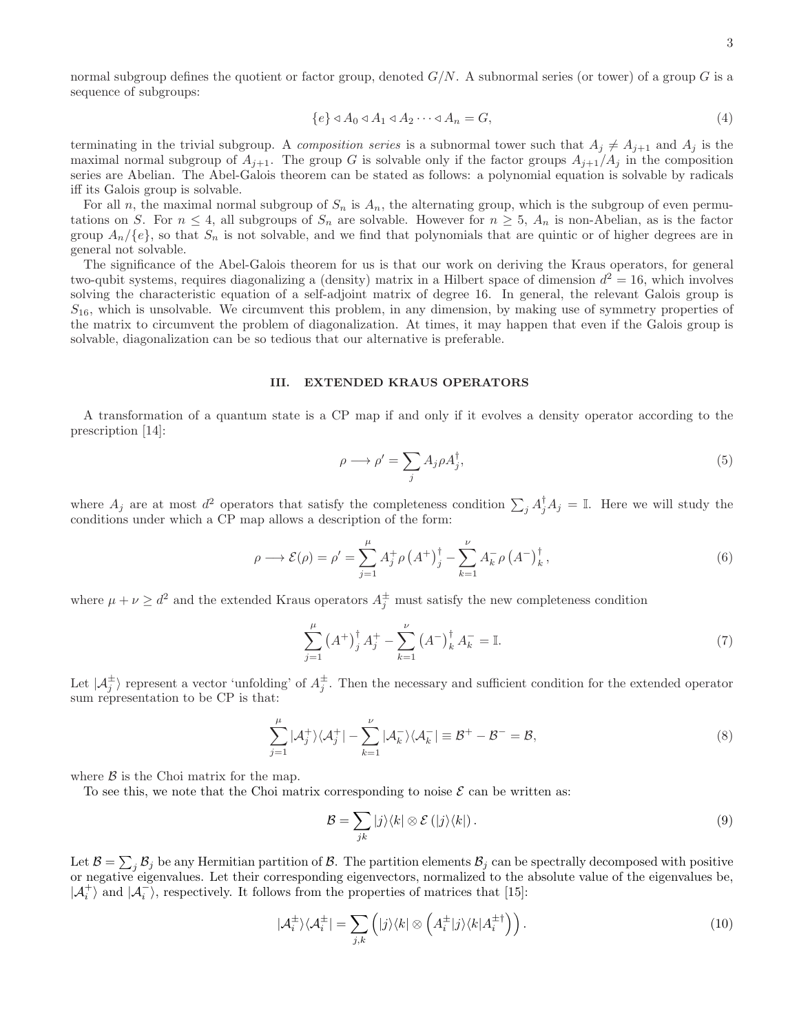normal subgroup defines the quotient or factor group, denoted $G/N$. A subnormal series (or tower) of a group $G$ is a sequence of subgroups:

$$\{e\} \triangleleft A_0 \triangleleft A_1 \triangleleft A_2 \cdots \triangleleft A_n = G, \tag{4}$$

terminating in the trivial subgroup. A *composition series* is a subnormal tower such that $A_j \neq A_{j+1}$ and $A_j$ is the maximal normal subgroup of $A_{j+1}$. The group $G$ is solvable only if the factor groups $A_{j+1}/A_j$ in the composition series are Abelian. The Abel-Galois theorem can be stated as follows: a polynomial equation is solvable by radicals iff its Galois group is solvable.

For all $n$, the maximal normal subgroup of $S_n$ is $A_n$, the alternating group, which is the subgroup of even permutations on $S$. For $n \leq 4$, all subgroups of $S_n$ are solvable. However for $n \geq 5$, $A_n$ is non-Abelian, as is the factor group $A_n/\{e\}$, so that $S_n$ is not solvable, and we find that polynomials that are quintic or of higher degrees are in general not solvable.

The significance of the Abel-Galois theorem for us is that our work on deriving the Kraus operators, for general two-qubit systems, requires diagonalizing a (density) matrix in a Hilbert space of dimension $d^2 = 16$, which involves solving the characteristic equation of a self-adjoint matrix of degree 16. In general, the relevant Galois group is $S_{16}$, which is unsolvable. We circumvent this problem, in any dimension, by making use of symmetry properties of the matrix to circumvent the problem of diagonalization. At times, it may happen that even if the Galois group is solvable, diagonalization can be so tedious that our alternative is preferable.

## III. EXTENDED KRAUS OPERATORS

A transformation of a quantum state is a CP map if and only if it evolves a density operator according to the prescription [14]:

$$\rho \longrightarrow \rho' = \sum_j A_j \rho A_j^\dagger, \tag{5}$$

where $A_j$ are at most $d^2$ operators that satisfy the completeness condition $\sum_j A_j^\dagger A_j = \mathbb{I}$. Here we will study the conditions under which a CP map allows a description of the form:

$$\rho \longrightarrow \mathcal{E}(\rho) = \rho' = \sum_{j=1}^{\mu} A_j^+ \rho \left(A^+\right)_j^\dagger - \sum_{k=1}^{\nu} A_k^- \rho \left(A^-\right)_k^\dagger, \tag{6}$$

where $\mu + \nu \geq d^2$ and the extended Kraus operators $A_j^\pm$ must satisfy the new completeness condition

$$\sum_{j=1}^{\mu} \left(A^+\right)_j^\dagger A_j^+ - \sum_{k=1}^{\nu} \left(A^-\right)_k^\dagger A_k^- = \mathbb{I}. \tag{7}$$

Let $|\mathcal{A}_j^\pm\rangle$ represent a vector 'unfolding' of $A_j^\pm$. Then the necessary and sufficient condition for the extended operator sum representation to be CP is that:

$$\sum_{j=1}^{\mu} |\mathcal{A}_j^+\rangle\langle\mathcal{A}_j^+| - \sum_{k=1}^{\nu} |\mathcal{A}_k^-\rangle\langle\mathcal{A}_k^-| \equiv \mathcal{B}^+ - \mathcal{B}^- = \mathcal{B}, \tag{8}$$

where $\mathcal{B}$ is the Choi matrix for the map.

To see this, we note that the Choi matrix corresponding to noise $\mathcal{E}$ can be written as:

$$\mathcal{B} = \sum_{jk} |j\rangle\langle k| \otimes \mathcal{E}\left(|j\rangle\langle k|\right). \tag{9}$$

Let $\mathcal{B} = \sum_j \mathcal{B}_j$ be any Hermitian partition of $\mathcal{B}$. The partition elements $\mathcal{B}_j$ can be spectrally decomposed with positive or negative eigenvalues. Let their corresponding eigenvectors, normalized to the absolute value of the eigenvalues be, $|\mathcal{A}_i^+\rangle$ and $|\mathcal{A}_i^-\rangle$, respectively. It follows from the properties of matrices that [15]:

$$|\mathcal{A}_i^\pm\rangle\langle\mathcal{A}_i^\pm| = \sum_{j,k} \left(|j\rangle\langle k| \otimes \left(A_i^\pm |j\rangle\langle k| A_i^{\pm\dagger}\right)\right). \tag{10}$$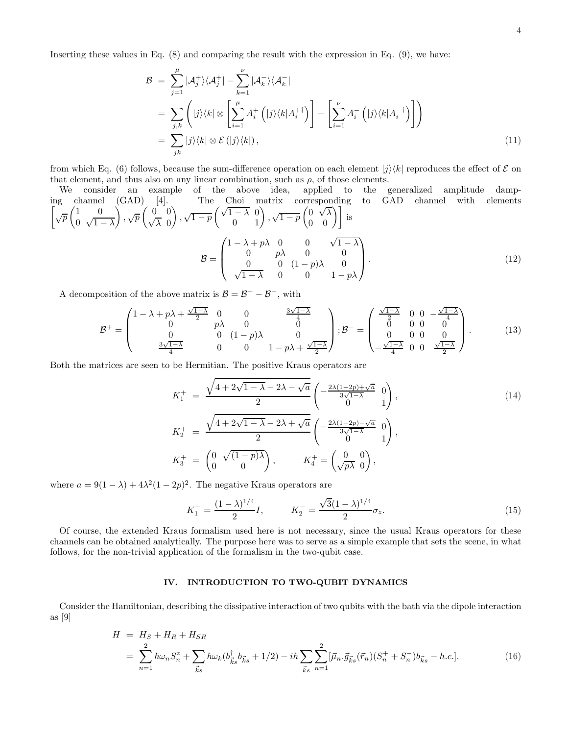Inserting these values in Eq. (8) and comparing the result with the expression in Eq. (9), we have:

$$
\begin{aligned}
\mathcal{B} &= \sum_{j=1}^{\mu} |\mathcal{A}_j^+\rangle\langle\mathcal{A}_j^+| - \sum_{k=1}^{\nu} |\mathcal{A}_k^-\rangle\langle\mathcal{A}_k^-| \\
&= \sum_{j,k} \left( |j\rangle\langle k| \otimes \left[ \sum_{i=1}^{\mu} A_i^+ \left( |j\rangle\langle k| A_i^{+\dagger} \right) \right] - \left[ \sum_{i=1}^{\nu} A_i^- \left( |j\rangle\langle k| A_i^{-\dagger} \right) \right] \right) \\
&= \sum_{jk} |j\rangle\langle k| \otimes \mathcal{E}\left(|j\rangle\langle k|\right),
\end{aligned} \tag{11}
$$

from which Eq. (6) follows, because the sum-difference operation on each element $|j\rangle\langle k|$ reproduces the effect of $\mathcal{E}$ on that element, and thus also on any linear combination, such as $\rho$, of those elements.

We consider an example of the above idea, applied to the generalized amplitude damping channel (GAD) [4]. The Choi matrix corresponding to GAD channel with elements $\left[\sqrt{p}\begin{pmatrix}1 & 0\\ 0 & \sqrt{1-\lambda}\end{pmatrix}, \sqrt{p}\begin{pmatrix}0 & 0\\ \sqrt{\lambda} & 0\end{pmatrix}, \sqrt{1-p}\begin{pmatrix}\sqrt{1-\lambda} & 0\\ 0 & 1\end{pmatrix}, \sqrt{1-p}\begin{pmatrix}0 & \sqrt{\lambda}\\ 0 & 0\end{pmatrix}\right]$ is

$$
\mathcal{B} = \begin{pmatrix}
1-\lambda+p\lambda & 0 & 0 & \sqrt{1-\lambda} \\
0 & p\lambda & 0 & 0 \\
0 & 0 & (1-p)\lambda & 0 \\
\sqrt{1-\lambda} & 0 & 0 & 1-p\lambda
\end{pmatrix}. \tag{12}
$$

A decomposition of the above matrix is $\mathcal{B} = \mathcal{B}^+ - \mathcal{B}^-$, with

$$
\mathcal{B}^+ = \begin{pmatrix}
1-\lambda+p\lambda+\frac{\sqrt{1-\lambda}}{2} & 0 & 0 & \frac{3\sqrt{1-\lambda}}{4} \\
0 & p\lambda & 0 & 0 \\
0 & 0 & (1-p)\lambda & 0 \\
\frac{3\sqrt{1-\lambda}}{4} & 0 & 0 & 1-p\lambda+\frac{\sqrt{1-\lambda}}{2}
\end{pmatrix}; \mathcal{B}^- = \begin{pmatrix}
\frac{\sqrt{1-\lambda}}{2} & 0 & 0 & -\frac{\sqrt{1-\lambda}}{4} \\
0 & 0 & 0 & 0 \\
0 & 0 & 0 & 0 \\
-\frac{\sqrt{1-\lambda}}{4} & 0 & 0 & \frac{\sqrt{1-\lambda}}{2}
\end{pmatrix}. \tag{13}
$$

Both the matrices are seen to be Hermitian. The positive Kraus operators are

$$
\begin{aligned}
K_1^+ &= \frac{\sqrt{4+2\sqrt{1-\lambda}-2\lambda-\sqrt{a}}}{2} \begin{pmatrix} -\frac{2\lambda(1-2p)+\sqrt{a}}{3\sqrt{1-\lambda}} & 0 \\ 0 & 1 \end{pmatrix}, \\
K_2^+ &= \frac{\sqrt{4+2\sqrt{1-\lambda}-2\lambda+\sqrt{a}}}{2} \begin{pmatrix} -\frac{2\lambda(1-2p)-\sqrt{a}}{3\sqrt{1-\lambda}} & 0 \\ 0 & 1 \end{pmatrix}, \\
K_3^+ &= \begin{pmatrix} 0 & \sqrt{(1-p)\lambda} \\ 0 & 0 \end{pmatrix}, \qquad K_4^+ = \begin{pmatrix} 0 & 0 \\ \sqrt{p\lambda} & 0 \end{pmatrix},
\end{aligned} \tag{14}
$$

where $a = 9(1-\lambda) + 4\lambda^2(1-2p)^2$. The negative Kraus operators are

$$
K_1^- = \frac{(1-\lambda)^{1/4}}{2} I, \qquad K_2^- = \frac{\sqrt{3}(1-\lambda)^{1/4}}{2}\sigma_z. \tag{15}
$$

Of course, the extended Kraus formalism used here is not necessary, since the usual Kraus operators for these channels can be obtained analytically. The purpose here was to serve as a simple example that sets the scene, in what follows, for the non-trivial application of the formalism in the two-qubit case.

## IV. INTRODUCTION TO TWO-QUBIT DYNAMICS

Consider the Hamiltonian, describing the dissipative interaction of two qubits with the bath via the dipole interaction as [9]

$$
\begin{aligned}
H &= H_S + H_R + H_{SR} \\
&= \sum_{n=1}^{2} \hbar\omega_n S_n^z + \sum_{\vec{k}s} \hbar\omega_k (b_{\vec{k}s}^\dagger b_{\vec{k}s} + 1/2) - i\hbar \sum_{\vec{k}s} \sum_{n=1}^{2} [\vec{\mu}_n . \vec{g}_{\vec{k}s}(\vec{r}_n)(S_n^+ + S_n^-) b_{\vec{k}s} - h.c.].
\end{aligned} \tag{16}
$$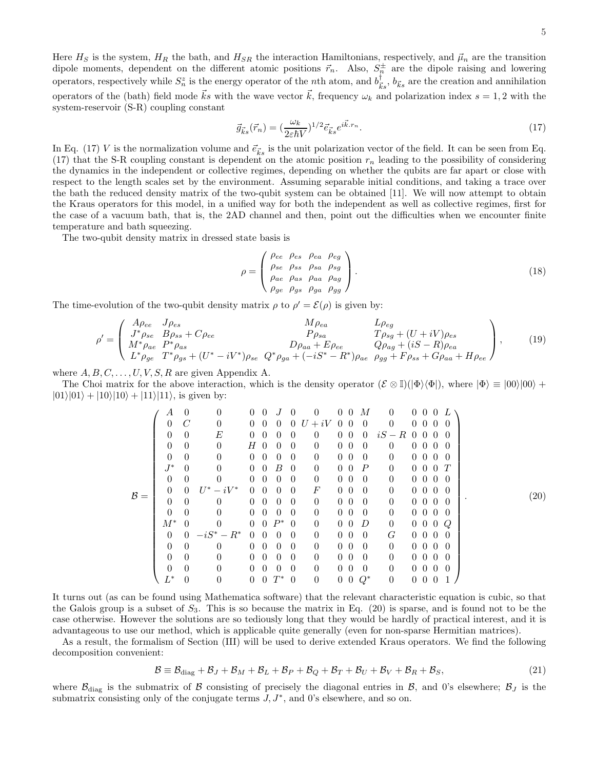Here $H_S$ is the system, $H_R$ the bath, and $H_{SR}$ the interaction Hamiltonians, respectively, and $\vec{\mu}_n$ are the transition dipole moments, dependent on the different atomic positions $\vec{r}_n$. Also, $S_n^{\pm}$ are the dipole raising and lowering operators, respectively while $S_n^z$ is the energy operator of the $n$th atom, and $b^{\dagger}_{\vec{k}s}$, $b_{\vec{k}s}$ are the creation and annihilation operators of the (bath) field mode $\vec{k}s$ with the wave vector $\vec{k}$, frequency $\omega_k$ and polarization index $s = 1, 2$ with the system-reservoir (S-R) coupling constant

$$\vec{g}_{\vec{k}s}(\vec{r}_n) = (\frac{\omega_k}{2\varepsilon\hbar V})^{1/2}\vec{e}_{\vec{k}s}e^{i\vec{k}.r_n}. \tag{17}$$

In Eq. (17) $V$ is the normalization volume and $\vec{e}_{\vec{k}s}$ is the unit polarization vector of the field. It can be seen from Eq. (17) that the S-R coupling constant is dependent on the atomic position $r_n$ leading to the possibility of considering the dynamics in the independent or collective regimes, depending on whether the qubits are far apart or close with respect to the length scales set by the environment. Assuming separable initial conditions, and taking a trace over the bath the reduced density matrix of the two-qubit system can be obtained [11]. We will now attempt to obtain the Kraus operators for this model, in a unified way for both the independent as well as collective regimes, first for the case of a vacuum bath, that is, the 2AD channel and then, point out the difficulties when we encounter finite temperature and bath squeezing.

The two-qubit density matrix in dressed state basis is

$$\rho = \begin{pmatrix} \rho_{ee} & \rho_{es} & \rho_{ea} & \rho_{eg} \\ \rho_{se} & \rho_{ss} & \rho_{sa} & \rho_{sg} \\ \rho_{ae} & \rho_{as} & \rho_{aa} & \rho_{ag} \\ \rho_{ge} & \rho_{gs} & \rho_{ga} & \rho_{gg} \end{pmatrix}. \tag{18}$$

The time-evolution of the two-qubit density matrix $\rho$ to $\rho' = \mathcal{E}(\rho)$ is given by:

$$\rho' = \begin{pmatrix} A\rho_{ee} & J\rho_{es} & M\rho_{ea} & L\rho_{eg} \\ J^*\rho_{se} & B\rho_{ss} + C\rho_{ee} & P\rho_{sa} & T\rho_{sg} + (U+iV)\rho_{es} \\ M^*\rho_{ae} & P^*\rho_{as} & D\rho_{aa} + E\rho_{ee} & Q\rho_{ag} + (iS-R)\rho_{ea} \\ L^*\rho_{ge} & T^*\rho_{gs} + (U^*-iV^*)\rho_{se} & Q^*\rho_{ga} + (-iS^*-R^*)\rho_{ae} & \rho_{gg} + F\rho_{ss} + G\rho_{aa} + H\rho_{ee} \end{pmatrix}, \tag{19}$$

where $A, B, C, \ldots, U, V, S, R$ are given Appendix A.

The Choi matrix for the above interaction, which is the density operator $(\mathcal{E} \otimes \mathbb{I})(|\Phi\rangle\langle\Phi|)$, where $|\Phi\rangle \equiv |00\rangle|00\rangle + |01\rangle|01\rangle + |10\rangle|10\rangle + |11\rangle|11\rangle$, is given by:

$$\mathcal{B} = \begin{pmatrix}
A & 0 & 0 & 0 & 0 & J & 0 & 0 & 0 & 0 & M & 0 & 0 & 0 & 0 & L \\
0 & C & 0 & 0 & 0 & 0 & 0 & U+iV & 0 & 0 & 0 & 0 & 0 & 0 & 0 & 0 \\
0 & 0 & E & 0 & 0 & 0 & 0 & 0 & 0 & 0 & 0 & iS-R & 0 & 0 & 0 & 0 \\
0 & 0 & 0 & H & 0 & 0 & 0 & 0 & 0 & 0 & 0 & 0 & 0 & 0 & 0 & 0 \\
0 & 0 & 0 & 0 & 0 & 0 & 0 & 0 & 0 & 0 & 0 & 0 & 0 & 0 & 0 & 0 \\
J^* & 0 & 0 & 0 & 0 & B & 0 & 0 & 0 & 0 & P & 0 & 0 & 0 & 0 & T \\
0 & 0 & 0 & 0 & 0 & 0 & 0 & 0 & 0 & 0 & 0 & 0 & 0 & 0 & 0 & 0 \\
0 & 0 & U^*-iV^* & 0 & 0 & 0 & 0 & F & 0 & 0 & 0 & 0 & 0 & 0 & 0 & 0 \\
0 & 0 & 0 & 0 & 0 & 0 & 0 & 0 & 0 & 0 & 0 & 0 & 0 & 0 & 0 & 0 \\
0 & 0 & 0 & 0 & 0 & 0 & 0 & 0 & 0 & 0 & 0 & 0 & 0 & 0 & 0 & 0 \\
M^* & 0 & 0 & 0 & 0 & P^* & 0 & 0 & 0 & 0 & D & 0 & 0 & 0 & 0 & Q \\
0 & 0 & -iS^*-R^* & 0 & 0 & 0 & 0 & 0 & 0 & 0 & 0 & G & 0 & 0 & 0 & 0 \\
0 & 0 & 0 & 0 & 0 & 0 & 0 & 0 & 0 & 0 & 0 & 0 & 0 & 0 & 0 & 0 \\
0 & 0 & 0 & 0 & 0 & 0 & 0 & 0 & 0 & 0 & 0 & 0 & 0 & 0 & 0 & 0 \\
0 & 0 & 0 & 0 & 0 & 0 & 0 & 0 & 0 & 0 & 0 & 0 & 0 & 0 & 0 & 0 \\
L^* & 0 & 0 & 0 & 0 & T^* & 0 & 0 & 0 & 0 & Q^* & 0 & 0 & 0 & 0 & 1
\end{pmatrix}. \tag{20}$$

It turns out (as can be found using Mathematica software) that the relevant characteristic equation is cubic, so that the Galois group is a subset of $S_3$. This is so because the matrix in Eq. (20) is sparse, and is found not to be the case otherwise. However the solutions are so tediously long that they would be hardly of practical interest, and it is advantageous to use our method, which is applicable quite generally (even for non-sparse Hermitian matrices).

As a result, the formalism of Section (III) will be used to derive extended Kraus operators. We find the following decomposition convenient:

$$\mathcal{B} \equiv \mathcal{B}_{\rm diag} + \mathcal{B}_J + \mathcal{B}_M + \mathcal{B}_L + \mathcal{B}_P + \mathcal{B}_Q + \mathcal{B}_T + \mathcal{B}_U + \mathcal{B}_V + \mathcal{B}_R + \mathcal{B}_S, \tag{21}$$

where $\mathcal{B}_{\rm diag}$ is the submatrix of $\mathcal{B}$ consisting of precisely the diagonal entries in $\mathcal{B}$, and 0's elsewhere; $\mathcal{B}_J$ is the submatrix consisting only of the conjugate terms $J, J^*$, and 0's elsewhere, and so on.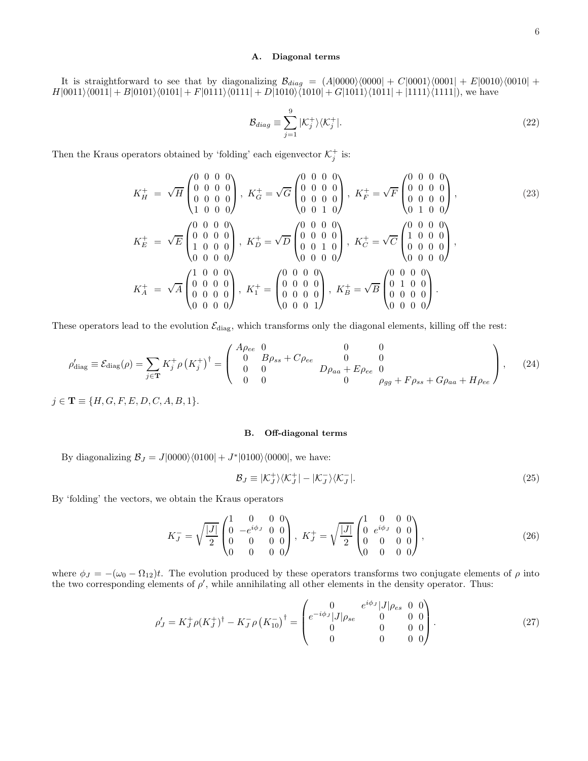### A. Diagonal terms

It is straightforward to see that by diagonalizing $\mathcal{B}_{diag} = (A|0000\rangle\langle 0000| + C|0001\rangle\langle 0001| + E|0010\rangle\langle 0010| + H|0011\rangle\langle 0011| + B|0101\rangle\langle 0101| + F|0111\rangle\langle 0111| + D|1010\rangle\langle 1010| + G|1011\rangle\langle 1011| + |1111\rangle\langle 1111|)$, we have

$$\mathcal{B}_{diag} \equiv \sum_{j=1}^{9} |\mathcal{K}_j^+\rangle\langle\mathcal{K}_j^+|. \tag{22}$$

Then the Kraus operators obtained by 'folding' each eigenvector $\mathcal{K}_j^+$ is:

$$\begin{aligned}
K_H^+ &= \sqrt{H}\begin{pmatrix}0&0&0&0\\0&0&0&0\\0&0&0&0\\1&0&0&0\end{pmatrix},\ K_G^+ = \sqrt{G}\begin{pmatrix}0&0&0&0\\0&0&0&0\\0&0&0&0\\0&0&1&0\end{pmatrix},\ K_F^+ = \sqrt{F}\begin{pmatrix}0&0&0&0\\0&0&0&0\\0&0&0&0\\0&1&0&0\end{pmatrix}, \\
K_E^+ &= \sqrt{E}\begin{pmatrix}0&0&0&0\\0&0&0&0\\1&0&0&0\\0&0&0&0\end{pmatrix},\ K_D^+ = \sqrt{D}\begin{pmatrix}0&0&0&0\\0&0&0&0\\0&0&1&0\\0&0&0&0\end{pmatrix},\ K_C^+ = \sqrt{C}\begin{pmatrix}0&0&0&0\\1&0&0&0\\0&0&0&0\\0&0&0&0\end{pmatrix}, \\
K_A^+ &= \sqrt{A}\begin{pmatrix}1&0&0&0\\0&0&0&0\\0&0&0&0\\0&0&0&0\end{pmatrix},\ K_1^+ = \begin{pmatrix}0&0&0&0\\0&0&0&0\\0&0&0&0\\0&0&0&1\end{pmatrix},\ K_B^+ = \sqrt{B}\begin{pmatrix}0&0&0&0\\0&1&0&0\\0&0&0&0\\0&0&0&0\end{pmatrix}.
\end{aligned} \tag{23}$$

These operators lead to the evolution $\mathcal{E}_{\rm diag}$, which transforms only the diagonal elements, killing off the rest:

$$\rho'_{\rm diag} \equiv \mathcal{E}_{\rm diag}(\rho) = \sum_{j\in\mathbf{T}} K_j^+ \rho \left(K_j^+\right)^\dagger = \begin{pmatrix} A\rho_{ee} & 0 & 0 & 0 \\ 0 & B\rho_{ss} + C\rho_{ee} & 0 & 0 \\ 0 & 0 & D\rho_{aa} + E\rho_{ee} & 0 \\ 0 & 0 & 0 & \rho_{gg} + F\rho_{ss} + G\rho_{aa} + H\rho_{ee} \end{pmatrix}, \tag{24}$$

$j \in \mathbf{T} \equiv \{H, G, F, E, D, C, A, B, 1\}$.

### B. Off-diagonal terms

By diagonalizing $\mathcal{B}_J = J|0000\rangle\langle 0100| + J^*|0100\rangle\langle 0000|$, we have:

$$\mathcal{B}_J \equiv |\mathcal{K}_J^+\rangle\langle\mathcal{K}_J^+| - |\mathcal{K}_J^-\rangle\langle\mathcal{K}_J^-|. \tag{25}$$

By 'folding' the vectors, we obtain the Kraus operators

$$K_J^- = \sqrt{\frac{|J|}{2}}\begin{pmatrix}1&0&0&0\\0&-e^{i\phi_J}&0&0\\0&0&0&0\\0&0&0&0\end{pmatrix},\ K_J^+ = \sqrt{\frac{|J|}{2}}\begin{pmatrix}1&0&0&0\\0&e^{i\phi_J}&0&0\\0&0&0&0\\0&0&0&0\end{pmatrix}, \tag{26}$$

where $\phi_J = -(\omega_0 - \Omega_{12})t$. The evolution produced by these operators transforms two conjugate elements of $\rho$ into the two corresponding elements of $\rho'$, while annihilating all other elements in the density operator. Thus:

$$\rho'_J = K_J^+ \rho (K_J^+)^\dagger - K_J^- \rho \left(K_{10}^-\right)^\dagger = \begin{pmatrix} 0 & e^{i\phi_J}|J|\rho_{es} & 0 & 0 \\ e^{-i\phi_J}|J|\rho_{se} & 0 & 0 & 0 \\ 0 & 0 & 0 & 0 \\ 0 & 0 & 0 & 0 \end{pmatrix}. \tag{27}$$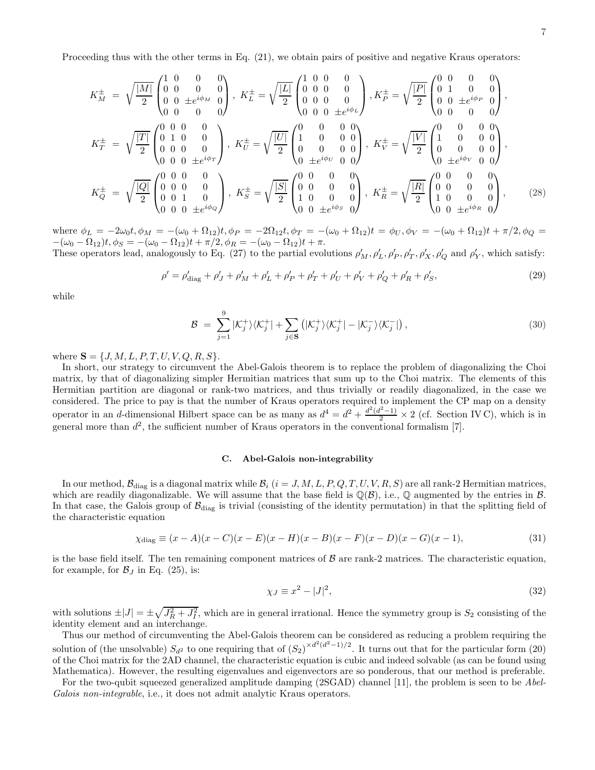Proceeding thus with the other terms in Eq. (21), we obtain pairs of positive and negative Kraus operators:

$$
\begin{aligned}
K_M^{\pm} &= \sqrt{\frac{|M|}{2}} \begin{pmatrix} 1 & 0 & 0 & 0 \\ 0 & 0 & 0 & 0 \\ 0 & 0 & \pm e^{i\phi_M} & 0 \\ 0 & 0 & 0 & 0 \end{pmatrix},\ K_L^{\pm} = \sqrt{\frac{|L|}{2}} \begin{pmatrix} 1 & 0 & 0 & 0 \\ 0 & 0 & 0 & 0 \\ 0 & 0 & 0 & 0 \\ 0 & 0 & 0 & \pm e^{i\phi_L} \end{pmatrix},\ K_P^{\pm} = \sqrt{\frac{|P|}{2}} \begin{pmatrix} 0 & 0 & 0 & 0 \\ 0 & 1 & 0 & 0 \\ 0 & 0 & \pm e^{i\phi_P} & 0 \\ 0 & 0 & 0 & 0 \end{pmatrix}, \\
K_T^{\pm} &= \sqrt{\frac{|T|}{2}} \begin{pmatrix} 0 & 0 & 0 & 0 \\ 0 & 1 & 0 & 0 \\ 0 & 0 & 0 & 0 \\ 0 & 0 & 0 & \pm e^{i\phi_T} \end{pmatrix},\ K_U^{\pm} = \sqrt{\frac{|U|}{2}} \begin{pmatrix} 0 & 0 & 0 & 0 \\ 1 & 0 & 0 & 0 \\ 0 & 0 & 0 & 0 \\ 0 & \pm e^{i\phi_U} & 0 & 0 \end{pmatrix},\ K_V^{\pm} = \sqrt{\frac{|V|}{2}} \begin{pmatrix} 0 & 0 & 0 & 0 \\ 1 & 0 & 0 & 0 \\ 0 & 0 & 0 & 0 \\ 0 & \pm e^{i\phi_V} & 0 & 0 \end{pmatrix}, \\
K_Q^{\pm} &= \sqrt{\frac{|Q|}{2}} \begin{pmatrix} 0 & 0 & 0 & 0 \\ 0 & 0 & 0 & 0 \\ 0 & 0 & 1 & 0 \\ 0 & 0 & 0 & \pm e^{i\phi_Q} \end{pmatrix},\ K_S^{\pm} = \sqrt{\frac{|S|}{2}} \begin{pmatrix} 0 & 0 & 0 & 0 \\ 0 & 0 & 0 & 0 \\ 1 & 0 & 0 & 0 \\ 0 & 0 & \pm e^{i\phi_S} & 0 \end{pmatrix},\ K_R^{\pm} = \sqrt{\frac{|R|}{2}} \begin{pmatrix} 0 & 0 & 0 & 0 \\ 0 & 0 & 0 & 0 \\ 1 & 0 & 0 & 0 \\ 0 & 0 & \pm e^{i\phi_R} & 0 \end{pmatrix},
\end{aligned}
\tag{28}
$$

where $\phi_L = -2\omega_0 t, \phi_M = -(\omega_0 + \Omega_{12})t, \phi_P = -2\Omega_{12}t, \phi_T = -(\omega_0 + \Omega_{12})t = \phi_U, \phi_V = -(\omega_0 + \Omega_{12})t + \pi/2, \phi_Q = -(\omega_0 - \Omega_{12})t, \phi_S = -(\omega_0 - \Omega_{12})t + \pi/2, \phi_R = -(\omega_0 - \Omega_{12})t + \pi$.

These operators lead, analogously to Eq. (27) to the partial evolutions $\rho'_M, \rho'_L, \rho'_P, \rho'_T, \rho'_X, \rho'_Q$ and $\rho'_Y$, which satisfy:

$$
\rho' = \rho'_{\rm diag} + \rho'_J + \rho'_M + \rho'_L + \rho'_P + \rho'_T + \rho'_U + \rho'_V + \rho'_Q + \rho'_R + \rho'_S, \tag{29}
$$

while

$$
\mathcal{B} = \sum_{j=1}^{9} |\mathcal{K}_j^+\rangle\langle\mathcal{K}_j^+| + \sum_{j\in\mathbf{S}} \left(|\mathcal{K}_j^+\rangle\langle\mathcal{K}_j^+| - |\mathcal{K}_j^-\rangle\langle\mathcal{K}_j^-|\right), \tag{30}
$$

where $\mathbf{S} = \{J, M, L, P, T, U, V, Q, R, S\}$.

In short, our strategy to circumvent the Abel-Galois theorem is to replace the problem of diagonalizing the Choi matrix, by that of diagonalizing simpler Hermitian matrices that sum up to the Choi matrix. The elements of this Hermitian partition are diagonal or rank-two matrices, and thus trivially or readily diagonalized, in the case we considered. The price to pay is that the number of Kraus operators required to implement the CP map on a density operator in an $d$-dimensional Hilbert space can be as many as $d^4 = d^2 + \frac{d^2(d^2-1)}{2} \times 2$ (cf. Section IV C), which is in general more than $d^2$, the sufficient number of Kraus operators in the conventional formalism [7].

### C. Abel-Galois non-integrability

In our method, $\mathcal{B}_{\rm diag}$ is a diagonal matrix while $\mathcal{B}_i$ ($i = J, M, L, P, Q, T, U, V, R, S$) are all rank-2 Hermitian matrices, which are readily diagonalizable. We will assume that the base field is $\mathbb{Q}(\mathcal{B})$, i.e., $\mathbb{Q}$ augmented by the entries in $\mathcal{B}$. In that case, the Galois group of $\mathcal{B}_{\rm diag}$ is trivial (consisting of the identity permutation) in that the splitting field of the characteristic equation

$$
\chi_{\rm diag} \equiv (x - A)(x - C)(x - E)(x - H)(x - B)(x - F)(x - D)(x - G)(x - 1), \tag{31}
$$

is the base field itself. The ten remaining component matrices of $\mathcal{B}$ are rank-2 matrices. The characteristic equation, for example, for $\mathcal{B}_J$ in Eq. (25), is:

$$
\chi_J \equiv x^2 - |J|^2, \tag{32}
$$

with solutions $\pm|J| = \pm\sqrt{J_R^2 + J_I^2}$, which are in general irrational. Hence the symmetry group is $S_2$ consisting of the identity element and an interchange.

Thus our method of circumventing the Abel-Galois theorem can be considered as reducing a problem requiring the solution of (the unsolvable) $S_{d^2}$ to one requiring that of $(S_2)^{\times d^2(d^2-1)/2}$. It turns out that for the particular form (20) of the Choi matrix for the 2AD channel, the characteristic equation is cubic and indeed solvable (as can be found using Mathematica). However, the resulting eigenvalues and eigenvectors are so ponderous, that our method is preferable.

For the two-qubit squeezed generalized amplitude damping (2SGAD) channel [11], the problem is seen to be *Abel-Galois non-integrable*, i.e., it does not admit analytic Kraus operators.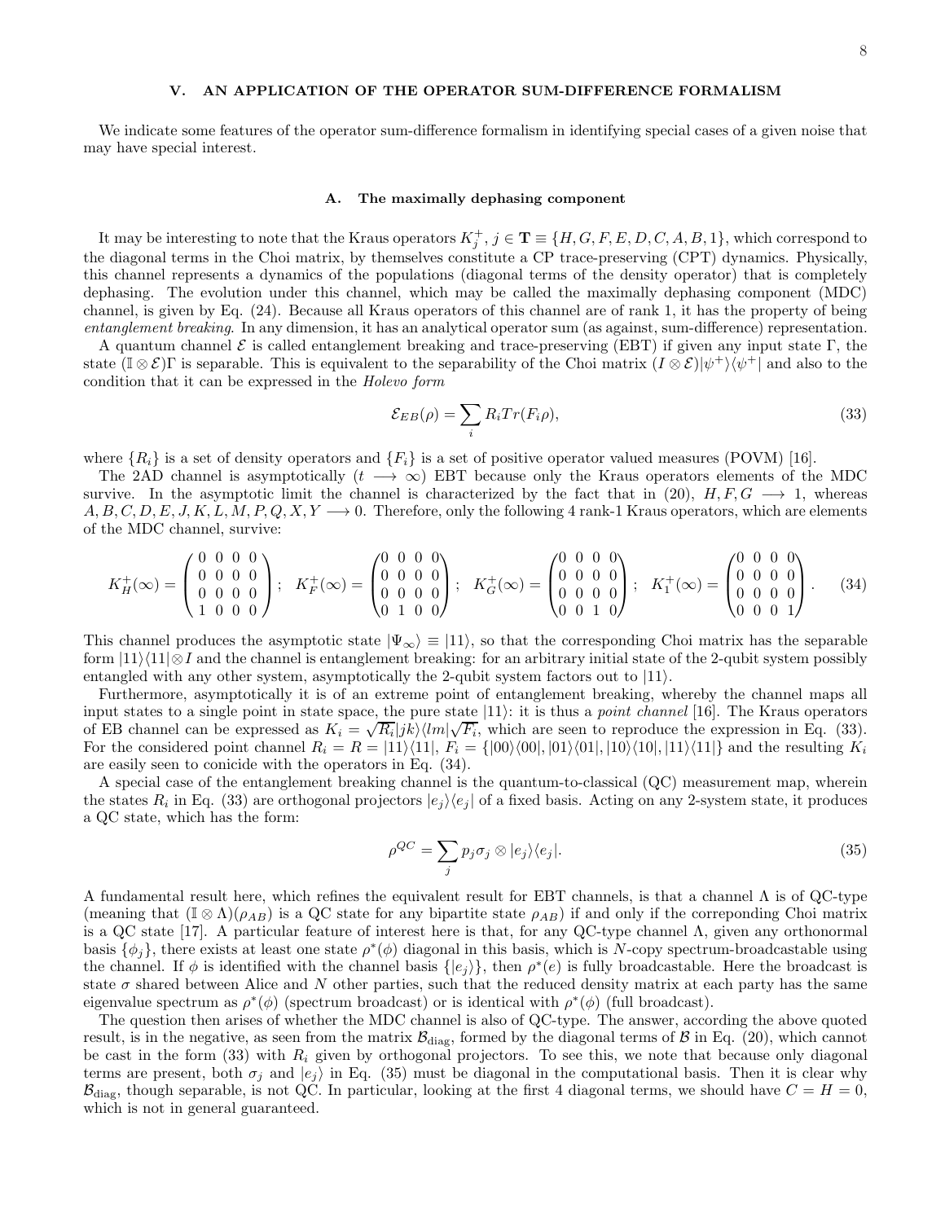## V. AN APPLICATION OF THE OPERATOR SUM-DIFFERENCE FORMALISM

We indicate some features of the operator sum-difference formalism in identifying special cases of a given noise that may have special interest.

### A. The maximally dephasing component

It may be interesting to note that the Kraus operators $K_j^+$, $j \in \mathbf{T} \equiv \{H, G, F, E, D, C, A, B, 1\}$, which correspond to the diagonal terms in the Choi matrix, by themselves constitute a CP trace-preserving (CPT) dynamics. Physically, this channel represents a dynamics of the populations (diagonal terms of the density operator) that is completely dephasing. The evolution under this channel, which may be called the maximally dephasing component (MDC) channel, is given by Eq. (24). Because all Kraus operators of this channel are of rank 1, it has the property of being *entanglement breaking*. In any dimension, it has an analytical operator sum (as against, sum-difference) representation.

A quantum channel $\mathcal{E}$ is called entanglement breaking and trace-preserving (EBT) if given any input state $\Gamma$, the state $(\mathbb{I} \otimes \mathcal{E})\Gamma$ is separable. This is equivalent to the separability of the Choi matrix $(I \otimes \mathcal{E})|\psi^+\rangle\langle\psi^+|$ and also to the condition that it can be expressed in the *Holevo form*

$$\mathcal{E}_{EB}(\rho) = \sum_i R_i Tr(F_i \rho), \tag{33}$$

where $\{R_i\}$ is a set of density operators and $\{F_i\}$ is a set of positive operator valued measures (POVM) [16].

The 2AD channel is asymptotically ($t \longrightarrow \infty$) EBT because only the Kraus operators elements of the MDC survive. In the asymptotic limit the channel is characterized by the fact that in (20), $H, F, G \longrightarrow 1$, whereas $A, B, C, D, E, J, K, L, M, P, Q, X, Y \longrightarrow 0$. Therefore, only the following 4 rank-1 Kraus operators, which are elements of the MDC channel, survive:

$$K_H^+(\infty) = \begin{pmatrix} 0 & 0 & 0 & 0 \\ 0 & 0 & 0 & 0 \\ 0 & 0 & 0 & 0 \\ 1 & 0 & 0 & 0 \end{pmatrix}; \quad K_F^+(\infty) = \begin{pmatrix} 0 & 0 & 0 & 0 \\ 0 & 0 & 0 & 0 \\ 0 & 0 & 0 & 0 \\ 0 & 1 & 0 & 0 \end{pmatrix}; \quad K_G^+(\infty) = \begin{pmatrix} 0 & 0 & 0 & 0 \\ 0 & 0 & 0 & 0 \\ 0 & 0 & 0 & 0 \\ 0 & 0 & 1 & 0 \end{pmatrix}; \quad K_1^+(\infty) = \begin{pmatrix} 0 & 0 & 0 & 0 \\ 0 & 0 & 0 & 0 \\ 0 & 0 & 0 & 0 \\ 0 & 0 & 0 & 1 \end{pmatrix}. \tag{34}$$

This channel produces the asymptotic state $|\Psi_\infty\rangle \equiv |11\rangle$, so that the corresponding Choi matrix has the separable form $|11\rangle\langle 11| \otimes I$ and the channel is entanglement breaking: for an arbitrary initial state of the 2-qubit system possibly entangled with any other system, asymptotically the 2-qubit system factors out to $|11\rangle$.

Furthermore, asymptotically it is of an extreme point of entanglement breaking, whereby the channel maps all input states to a single point in state space, the pure state $|11\rangle$: it is thus a *point channel* [16]. The Kraus operators of EB channel can be expressed as $K_i = \sqrt{R_i}|jk\rangle\langle lm|\sqrt{F_i}$, which are seen to reproduce the expression in Eq. (33). For the considered point channel $R_i = R = |11\rangle\langle 11|$, $F_i = \{|00\rangle\langle 00|, |01\rangle\langle 01|, |10\rangle\langle 10|, |11\rangle\langle 11|\}$ and the resulting $K_i$ are easily seen to conicide with the operators in Eq. (34).

A special case of the entanglement breaking channel is the quantum-to-classical (QC) measurement map, wherein the states $R_i$ in Eq. (33) are orthogonal projectors $|e_j\rangle\langle e_j|$ of a fixed basis. Acting on any 2-system state, it produces a QC state, which has the form:

$$\rho^{QC} = \sum_j p_j \sigma_j \otimes |e_j\rangle\langle e_j|. \tag{35}$$

A fundamental result here, which refines the equivalent result for EBT channels, is that a channel $\Lambda$ is of QC-type (meaning that $(\mathbb{I} \otimes \Lambda)(\rho_{AB})$ is a QC state for any bipartite state $\rho_{AB}$) if and only if the correponding Choi matrix is a QC state [17]. A particular feature of interest here is that, for any QC-type channel $\Lambda$, given any orthonormal basis $\{\phi_j\}$, there exists at least one state $\rho^*(\phi)$ diagonal in this basis, which is $N$-copy spectrum-broadcastable using the channel. If $\phi$ is identified with the channel basis $\{|e_j\rangle\}$, then $\rho^*(e)$ is fully broadcastable. Here the broadcast is state $\sigma$ shared between Alice and $N$ other parties, such that the reduced density matrix at each party has the same eigenvalue spectrum as $\rho^*(\phi)$ (spectrum broadcast) or is identical with $\rho^*(\phi)$ (full broadcast).

The question then arises of whether the MDC channel is also of QC-type. The answer, according the above quoted result, is in the negative, as seen from the matrix $\mathcal{B}_{\rm diag}$, formed by the diagonal terms of $\mathcal{B}$ in Eq. (20), which cannot be cast in the form (33) with $R_i$ given by orthogonal projectors. To see this, we note that because only diagonal terms are present, both $\sigma_j$ and $|e_j\rangle$ in Eq. (35) must be diagonal in the computational basis. Then it is clear why $\mathcal{B}_{\rm diag}$, though separable, is not QC. In particular, looking at the first 4 diagonal terms, we should have $C = H = 0$, which is not in general guaranteed.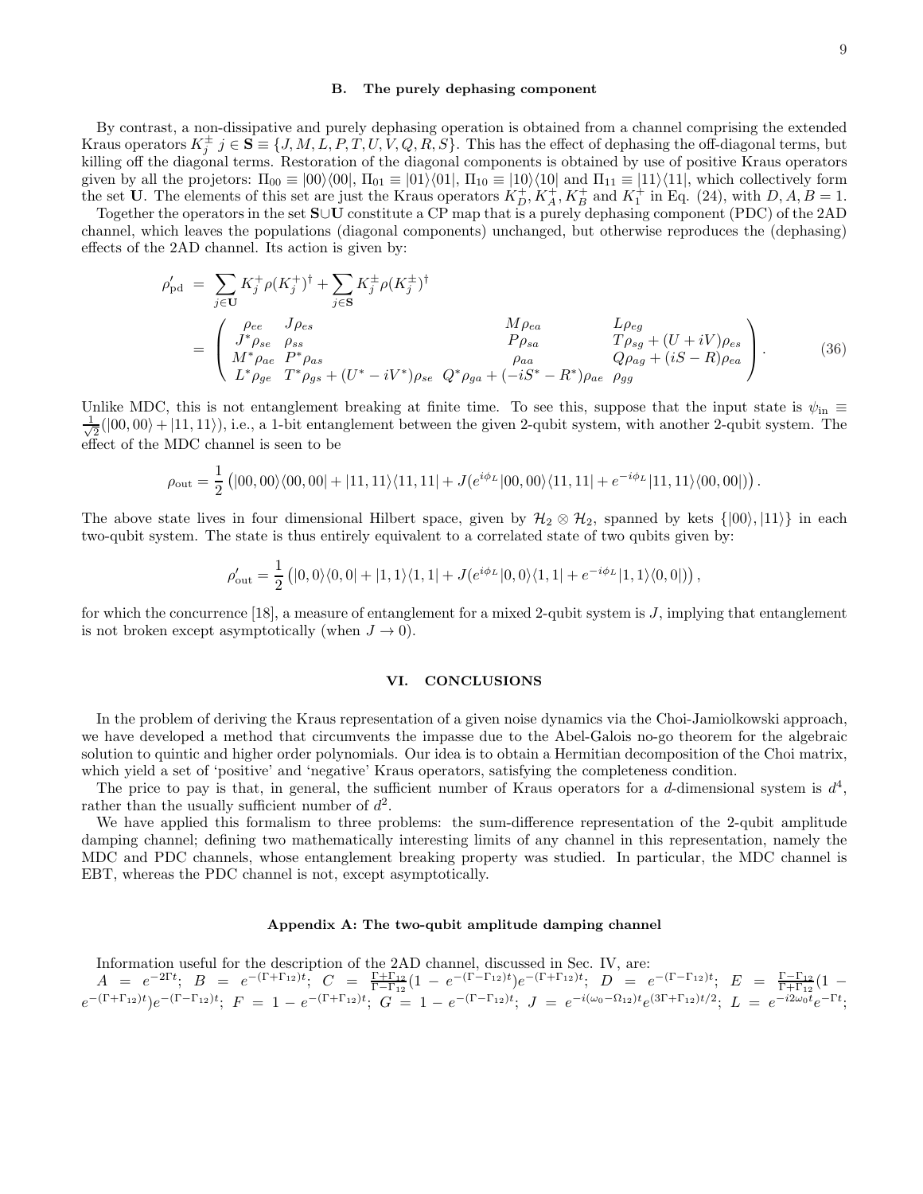### B. The purely dephasing component

By contrast, a non-dissipative and purely dephasing operation is obtained from a channel comprising the extended Kraus operators $K_j^\pm$ $j \in \mathbf{S} \equiv \{J, M, L, P, T, U, V, Q, R, S\}$. This has the effect of dephasing the off-diagonal terms, but killing off the diagonal terms. Restoration of the diagonal components is obtained by use of positive Kraus operators given by all the projetors: $\Pi_{00} \equiv |00\rangle\langle 00|$, $\Pi_{01} \equiv |01\rangle\langle 01|$, $\Pi_{10} \equiv |10\rangle\langle 10|$ and $\Pi_{11} \equiv |11\rangle\langle 11|$, which collectively form the set $\mathbf{U}$. The elements of this set are just the Kraus operators $K_D^+, K_A^+, K_B^+$ and $K_1^+$ in Eq. (24), with $D, A, B = 1$.

Together the operators in the set $\mathbf{S}\cup\mathbf{U}$ constitute a CP map that is a purely dephasing component (PDC) of the 2AD channel, which leaves the populations (diagonal components) unchanged, but otherwise reproduces the (dephasing) effects of the 2AD channel. Its action is given by:

$$
\begin{aligned}
\rho'_{\rm pd} &= \sum_{j\in\mathbf{U}} K_j^+ \rho (K_j^+)^\dagger + \sum_{j\in\mathbf{S}} K_j^\pm \rho (K_j^\pm)^\dagger \\
&= \left(\begin{array}{cccc}
\rho_{ee} & J\rho_{es} & M\rho_{ea} & L\rho_{eg} \\
J^*\rho_{se} & \rho_{ss} & P\rho_{sa} & T\rho_{sg} + (U+iV)\rho_{es} \\
M^*\rho_{ae} & P^*\rho_{as} & \rho_{aa} & Q\rho_{ag} + (iS-R)\rho_{ea} \\
L^*\rho_{ge} & T^*\rho_{gs} + (U^*-iV^*)\rho_{se} & Q^*\rho_{ga} + (-iS^*-R^*)\rho_{ae} & \rho_{gg}
\end{array}\right).
\end{aligned}
\tag{36}
$$

Unlike MDC, this is not entanglement breaking at finite time. To see this, suppose that the input state is $\psi_{\rm in} \equiv \frac{1}{\sqrt{2}}(|00,00\rangle + |11,11\rangle)$, i.e., a 1-bit entanglement between the given 2-qubit system, with another 2-qubit system. The effect of the MDC channel is seen to be

$$
\rho_{\rm out} = \frac{1}{2}\left(|00,00\rangle\langle 00,00| + |11,11\rangle\langle 11,11| + J(e^{i\phi_L}|00,00\rangle\langle 11,11| + e^{-i\phi_L}|11,11\rangle\langle 00,00|)\right).
$$

The above state lives in four dimensional Hilbert space, given by $\mathcal{H}_2 \otimes \mathcal{H}_2$, spanned by kets $\{|00\rangle, |11\rangle\}$ in each two-qubit system. The state is thus entirely equivalent to a correlated state of two qubits given by:

$$
\rho'_{\rm out} = \frac{1}{2}\left(|0,0\rangle\langle 0,0| + |1,1\rangle\langle 1,1| + J(e^{i\phi_L}|0,0\rangle\langle 1,1| + e^{-i\phi_L}|1,1\rangle\langle 0,0|)\right),
$$

for which the concurrence [18], a measure of entanglement for a mixed 2-qubit system is $J$, implying that entanglement is not broken except asymptotically (when $J \to 0$).

## VI. CONCLUSIONS

In the problem of deriving the Kraus representation of a given noise dynamics via the Choi-Jamiolkowski approach, we have developed a method that circumvents the impasse due to the Abel-Galois no-go theorem for the algebraic solution to quintic and higher order polynomials. Our idea is to obtain a Hermitian decomposition of the Choi matrix, which yield a set of 'positive' and 'negative' Kraus operators, satisfying the completeness condition.

The price to pay is that, in general, the sufficient number of Kraus operators for a $d$-dimensional system is $d^4$, rather than the usually sufficient number of $d^2$.

We have applied this formalism to three problems: the sum-difference representation of the 2-qubit amplitude damping channel; defining two mathematically interesting limits of any channel in this representation, namely the MDC and PDC channels, whose entanglement breaking property was studied. In particular, the MDC channel is EBT, whereas the PDC channel is not, except asymptotically.

### Appendix A: The two-qubit amplitude damping channel

Information useful for the description of the 2AD channel, discussed in Sec. IV, are:
$A = e^{-2\Gamma t}$; $B = e^{-(\Gamma+\Gamma_{12})t}$; $C = \frac{\Gamma+\Gamma_{12}}{\Gamma-\Gamma_{12}}(1 - e^{-(\Gamma-\Gamma_{12})t})e^{-(\Gamma+\Gamma_{12})t}$; $D = e^{-(\Gamma-\Gamma_{12})t}$; $E = \frac{\Gamma-\Gamma_{12}}{\Gamma+\Gamma_{12}}(1 - e^{-(\Gamma+\Gamma_{12})t})e^{-(\Gamma-\Gamma_{12})t}$; $F = 1 - e^{-(\Gamma+\Gamma_{12})t}$; $G = 1 - e^{-(\Gamma-\Gamma_{12})t}$; $J = e^{-i(\omega_0-\Omega_{12})t}e^{(3\Gamma+\Gamma_{12})t/2}$; $L = e^{-i2\omega_0 t}e^{-\Gamma t}$;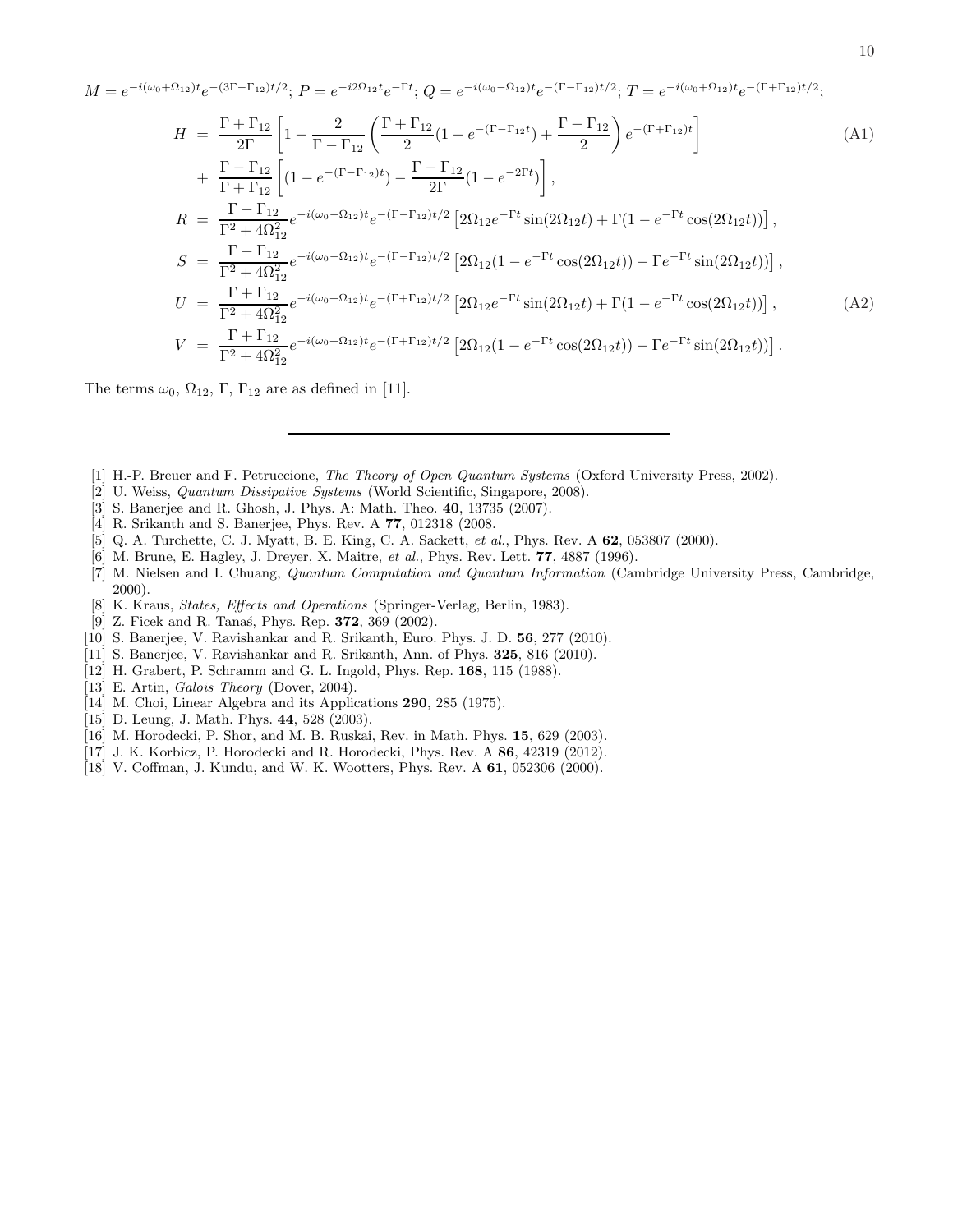$M = e^{-i(\omega_0+\Omega_{12})t}e^{-(3\Gamma-\Gamma_{12})t/2}$; $P = e^{-i2\Omega_{12}t}e^{-\Gamma t}$; $Q = e^{-i(\omega_0-\Omega_{12})t}e^{-(\Gamma-\Gamma_{12})t/2}$; $T = e^{-i(\omega_0+\Omega_{12})t}e^{-(\Gamma+\Gamma_{12})t/2}$;

$$
\begin{aligned}
H &= \frac{\Gamma+\Gamma_{12}}{2\Gamma}\left[1 - \frac{2}{\Gamma-\Gamma_{12}}\left(\frac{\Gamma+\Gamma_{12}}{2}(1-e^{-(\Gamma-\Gamma_{12}t)}) + \frac{\Gamma-\Gamma_{12}}{2}\right)e^{-(\Gamma+\Gamma_{12})t}\right] \\
&+ \frac{\Gamma-\Gamma_{12}}{\Gamma+\Gamma_{12}}\left[(1-e^{-(\Gamma-\Gamma_{12})t}) - \frac{\Gamma-\Gamma_{12}}{2\Gamma}(1-e^{-2\Gamma t})\right],
\end{aligned} \tag{A1}
$$

$$
\begin{aligned}
R &= \frac{\Gamma-\Gamma_{12}}{\Gamma^2+4\Omega_{12}^2}e^{-i(\omega_0-\Omega_{12})t}e^{-(\Gamma-\Gamma_{12})t/2}\left[2\Omega_{12}e^{-\Gamma t}\sin(2\Omega_{12}t) + \Gamma(1-e^{-\Gamma t}\cos(2\Omega_{12}t))\right], \\
S &= \frac{\Gamma-\Gamma_{12}}{\Gamma^2+4\Omega_{12}^2}e^{-i(\omega_0-\Omega_{12})t}e^{-(\Gamma-\Gamma_{12})t/2}\left[2\Omega_{12}(1-e^{-\Gamma t}\cos(2\Omega_{12}t)) - \Gamma e^{-\Gamma t}\sin(2\Omega_{12}t))\right], \\
U &= \frac{\Gamma+\Gamma_{12}}{\Gamma^2+4\Omega_{12}^2}e^{-i(\omega_0+\Omega_{12})t}e^{-(\Gamma+\Gamma_{12})t/2}\left[2\Omega_{12}e^{-\Gamma t}\sin(2\Omega_{12}t) + \Gamma(1-e^{-\Gamma t}\cos(2\Omega_{12}t))\right], \\
V &= \frac{\Gamma+\Gamma_{12}}{\Gamma^2+4\Omega_{12}^2}e^{-i(\omega_0+\Omega_{12})t}e^{-(\Gamma+\Gamma_{12})t/2}\left[2\Omega_{12}(1-e^{-\Gamma t}\cos(2\Omega_{12}t)) - \Gamma e^{-\Gamma t}\sin(2\Omega_{12}t))\right].
\end{aligned} \tag{A2}
$$

The terms $\omega_0$, $\Omega_{12}$, $\Gamma$, $\Gamma_{12}$ are as defined in [11].

---

[1] H.-P. Breuer and F. Petruccione, *The Theory of Open Quantum Systems* (Oxford University Press, 2002).
[2] U. Weiss, *Quantum Dissipative Systems* (World Scientific, Singapore, 2008).
[3] S. Banerjee and R. Ghosh, J. Phys. A: Math. Theo. **40**, 13735 (2007).
[4] R. Srikanth and S. Banerjee, Phys. Rev. A **77**, 012318 (2008.
[5] Q. A. Turchette, C. J. Myatt, B. E. King, C. A. Sackett, *et al.*, Phys. Rev. A **62**, 053807 (2000).
[6] M. Brune, E. Hagley, J. Dreyer, X. Maitre, *et al.*, Phys. Rev. Lett. **77**, 4887 (1996).
[7] M. Nielsen and I. Chuang, *Quantum Computation and Quantum Information* (Cambridge University Press, Cambridge, 2000).
[8] K. Kraus, *States, Effects and Operations* (Springer-Verlag, Berlin, 1983).
[9] Z. Ficek and R. Tanaś, Phys. Rep. **372**, 369 (2002).
[10] S. Banerjee, V. Ravishankar and R. Srikanth, Euro. Phys. J. D. **56**, 277 (2010).
[11] S. Banerjee, V. Ravishankar and R. Srikanth, Ann. of Phys. **325**, 816 (2010).
[12] H. Grabert, P. Schramm and G. L. Ingold, Phys. Rep. **168**, 115 (1988).
[13] E. Artin, *Galois Theory* (Dover, 2004).
[14] M. Choi, Linear Algebra and its Applications **290**, 285 (1975).
[15] D. Leung, J. Math. Phys. **44**, 528 (2003).
[16] M. Horodecki, P. Shor, and M. B. Ruskai, Rev. in Math. Phys. **15**, 629 (2003).
[17] J. K. Korbicz, P. Horodecki and R. Horodecki, Phys. Rev. A **86**, 42319 (2012).
[18] V. Coffman, J. Kundu, and W. K. Wootters, Phys. Rev. A **61**, 052306 (2000).